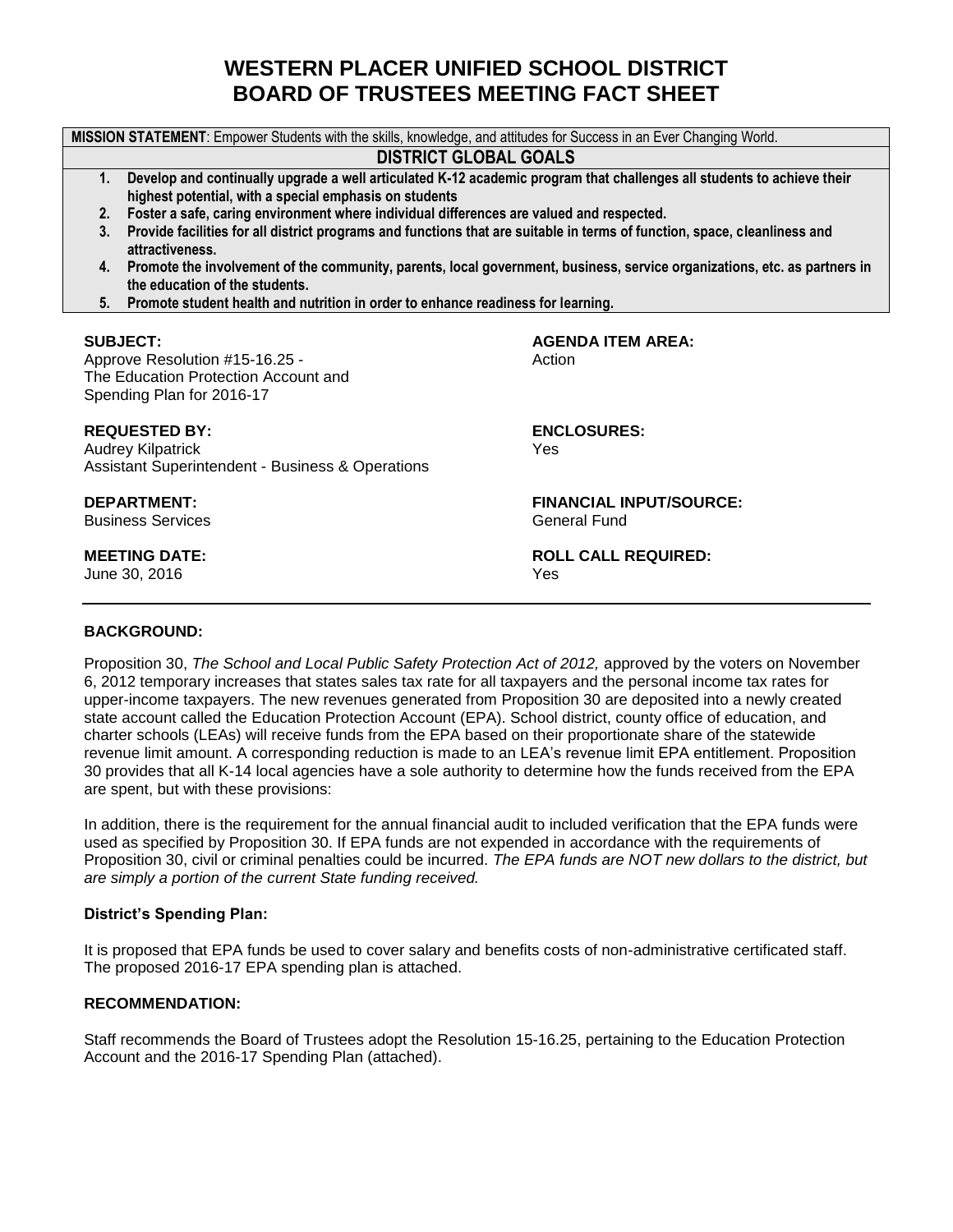# WESTERN PLACER UNIFIED SCHOOL DISTRICT
# BOARD OF TRUSTEES MEETING FACT SHEET

**MISSION STATEMENT**: Empower Students with the skills, knowledge, and attitudes for Success in an Ever Changing World.

## DISTRICT GLOBAL GOALS

1. **Develop and continually upgrade a well articulated K-12 academic program that challenges all students to achieve their highest potential, with a special emphasis on students**
2. **Foster a safe, caring environment where individual differences are valued and respected.**
3. **Provide facilities for all district programs and functions that are suitable in terms of function, space, cleanliness and attractiveness.**
4. **Promote the involvement of the community, parents, local government, business, service organizations, etc. as partners in the education of the students.**
5. **Promote student health and nutrition in order to enhance readiness for learning.**

**SUBJECT:**
Approve Resolution #15-16.25 - The Education Protection Account and Spending Plan for 2016-17

**AGENDA ITEM AREA:**
Action

**REQUESTED BY:**
Audrey Kilpatrick
Assistant Superintendent - Business & Operations

**ENCLOSURES:**
Yes

**DEPARTMENT:**
Business Services

**FINANCIAL INPUT/SOURCE:**
General Fund

**MEETING DATE:**
June 30, 2016

**ROLL CALL REQUIRED:**
Yes

---

**BACKGROUND:**

Proposition 30, *The School and Local Public Safety Protection Act of 2012,* approved by the voters on November 6, 2012 temporary increases that states sales tax rate for all taxpayers and the personal income tax rates for upper-income taxpayers. The new revenues generated from Proposition 30 are deposited into a newly created state account called the Education Protection Account (EPA). School district, county office of education, and charter schools (LEAs) will receive funds from the EPA based on their proportionate share of the statewide revenue limit amount. A corresponding reduction is made to an LEA's revenue limit EPA entitlement. Proposition 30 provides that all K-14 local agencies have a sole authority to determine how the funds received from the EPA are spent, but with these provisions:

In addition, there is the requirement for the annual financial audit to included verification that the EPA funds were used as specified by Proposition 30. If EPA funds are not expended in accordance with the requirements of Proposition 30, civil or criminal penalties could be incurred. *The EPA funds are NOT new dollars to the district, but are simply a portion of the current State funding received.*

**District's Spending Plan:**

It is proposed that EPA funds be used to cover salary and benefits costs of non-administrative certificated staff. The proposed 2016-17 EPA spending plan is attached.

**RECOMMENDATION:**

Staff recommends the Board of Trustees adopt the Resolution 15-16.25, pertaining to the Education Protection Account and the 2016-17 Spending Plan (attached).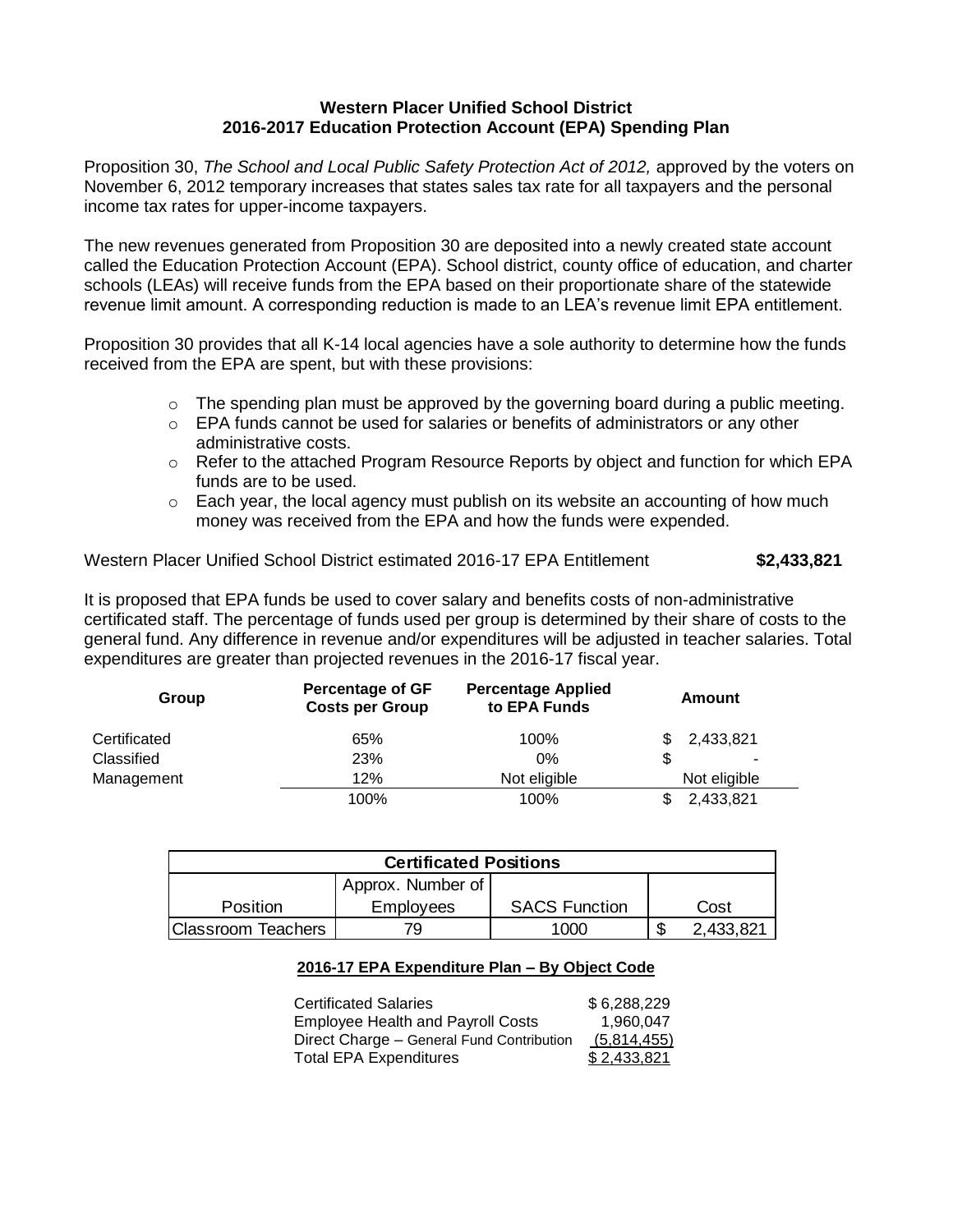**Western Placer Unified School District**
**2016-2017 Education Protection Account (EPA) Spending Plan**

Proposition 30, *The School and Local Public Safety Protection Act of 2012,* approved by the voters on November 6, 2012 temporary increases that states sales tax rate for all taxpayers and the personal income tax rates for upper-income taxpayers.

The new revenues generated from Proposition 30 are deposited into a newly created state account called the Education Protection Account (EPA). School district, county office of education, and charter schools (LEAs) will receive funds from the EPA based on their proportionate share of the statewide revenue limit amount. A corresponding reduction is made to an LEA's revenue limit EPA entitlement.

Proposition 30 provides that all K-14 local agencies have a sole authority to determine how the funds received from the EPA are spent, but with these provisions:

- The spending plan must be approved by the governing board during a public meeting.
- EPA funds cannot be used for salaries or benefits of administrators or any other administrative costs.
- Refer to the attached Program Resource Reports by object and function for which EPA funds are to be used.
- Each year, the local agency must publish on its website an accounting of how much money was received from the EPA and how the funds were expended.

Western Placer Unified School District estimated 2016-17 EPA Entitlement **$2,433,821**

It is proposed that EPA funds be used to cover salary and benefits costs of non-administrative certificated staff. The percentage of funds used per group is determined by their share of costs to the general fund. Any difference in revenue and/or expenditures will be adjusted in teacher salaries. Total expenditures are greater than projected revenues in the 2016-17 fiscal year.

| Group | Percentage of GF Costs per Group | Percentage Applied to EPA Funds | Amount |
|---|---|---|---|
| Certificated | 65% | 100% | $ 2,433,821 |
| Classified | 23% | 0% | $ - |
| Management | 12% | Not eligible | Not eligible |
| | 100% | 100% | $ 2,433,821 |

| Certificated Positions | | | |
|---|---|---|---|
| Position | Approx. Number of Employees | SACS Function | Cost |
| Classroom Teachers | 79 | 1000 | $ 2,433,821 |

**2016-17 EPA Expenditure Plan – By Object Code**

| | |
|---|---|
| Certificated Salaries | $ 6,288,229 |
| Employee Health and Payroll Costs | 1,960,047 |
| Direct Charge – General Fund Contribution | (5,814,455) |
| Total EPA Expenditures | $ 2,433,821 |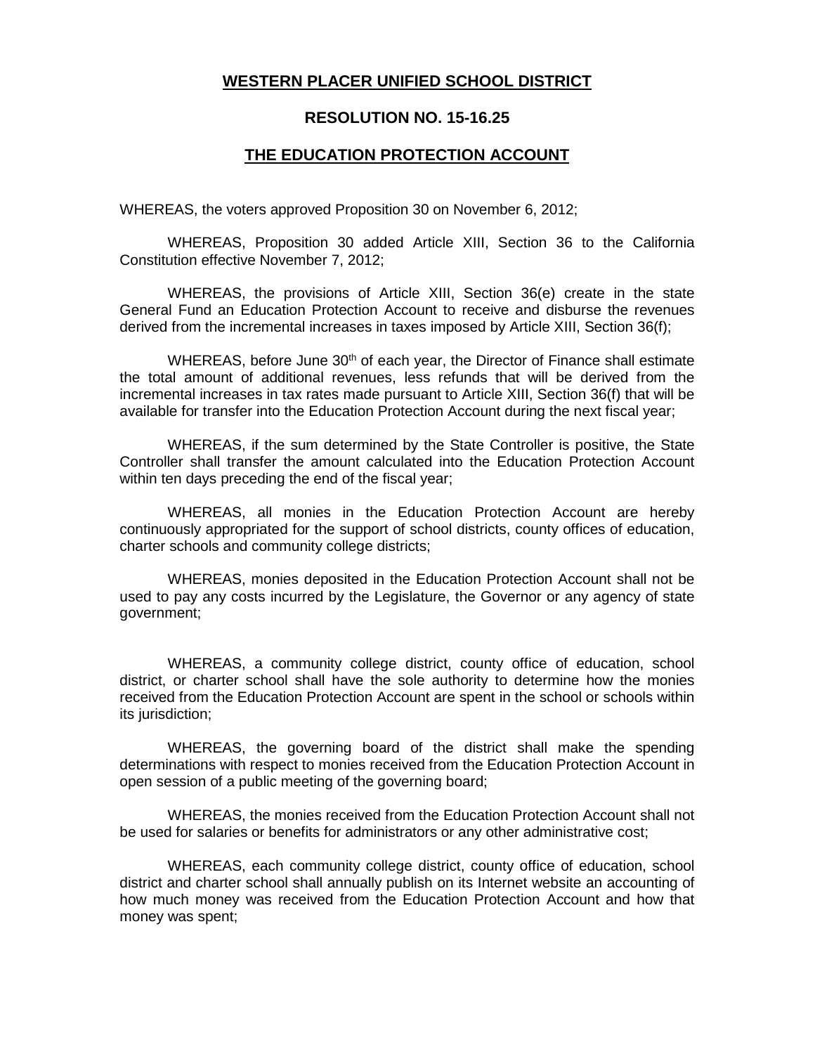**WESTERN PLACER UNIFIED SCHOOL DISTRICT**

**RESOLUTION NO. 15-16.25**

**THE EDUCATION PROTECTION ACCOUNT**

WHEREAS, the voters approved Proposition 30 on November 6, 2012;

WHEREAS, Proposition 30 added Article XIII, Section 36 to the California Constitution effective November 7, 2012;

WHEREAS, the provisions of Article XIII, Section 36(e) create in the state General Fund an Education Protection Account to receive and disburse the revenues derived from the incremental increases in taxes imposed by Article XIII, Section 36(f);

WHEREAS, before June 30th of each year, the Director of Finance shall estimate the total amount of additional revenues, less refunds that will be derived from the incremental increases in tax rates made pursuant to Article XIII, Section 36(f) that will be available for transfer into the Education Protection Account during the next fiscal year;

WHEREAS, if the sum determined by the State Controller is positive, the State Controller shall transfer the amount calculated into the Education Protection Account within ten days preceding the end of the fiscal year;

WHEREAS, all monies in the Education Protection Account are hereby continuously appropriated for the support of school districts, county offices of education, charter schools and community college districts;

WHEREAS, monies deposited in the Education Protection Account shall not be used to pay any costs incurred by the Legislature, the Governor or any agency of state government;

WHEREAS, a community college district, county office of education, school district, or charter school shall have the sole authority to determine how the monies received from the Education Protection Account are spent in the school or schools within its jurisdiction;

WHEREAS, the governing board of the district shall make the spending determinations with respect to monies received from the Education Protection Account in open session of a public meeting of the governing board;

WHEREAS, the monies received from the Education Protection Account shall not be used for salaries or benefits for administrators or any other administrative cost;

WHEREAS, each community college district, county office of education, school district and charter school shall annually publish on its Internet website an accounting of how much money was received from the Education Protection Account and how that money was spent;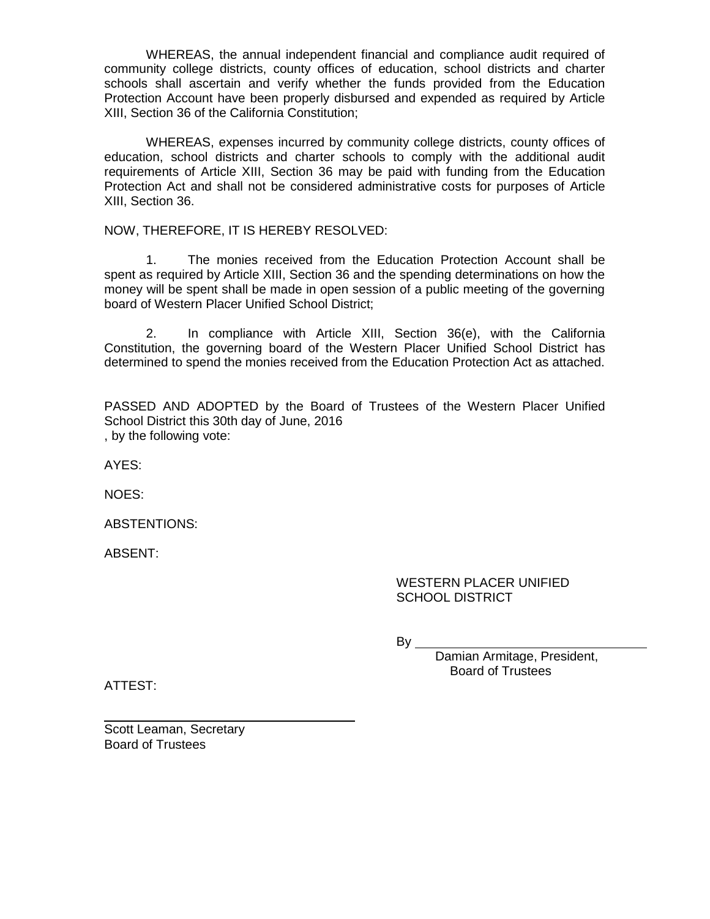WHEREAS, the annual independent financial and compliance audit required of community college districts, county offices of education, school districts and charter schools shall ascertain and verify whether the funds provided from the Education Protection Account have been properly disbursed and expended as required by Article XIII, Section 36 of the California Constitution;

WHEREAS, expenses incurred by community college districts, county offices of education, school districts and charter schools to comply with the additional audit requirements of Article XIII, Section 36 may be paid with funding from the Education Protection Act and shall not be considered administrative costs for purposes of Article XIII, Section 36.

NOW, THEREFORE, IT IS HEREBY RESOLVED:

1. The monies received from the Education Protection Account shall be spent as required by Article XIII, Section 36 and the spending determinations on how the money will be spent shall be made in open session of a public meeting of the governing board of Western Placer Unified School District;

2. In compliance with Article XIII, Section 36(e), with the California Constitution, the governing board of the Western Placer Unified School District has determined to spend the monies received from the Education Protection Act as attached.

PASSED AND ADOPTED by the Board of Trustees of the Western Placer Unified School District this 30th day of June, 2016
, by the following vote:

AYES:

NOES:

ABSTENTIONS:

ABSENT:

WESTERN PLACER UNIFIED
SCHOOL DISTRICT

By ______________________________
Damian Armitage, President,
Board of Trustees

ATTEST:

______________________________
Scott Leaman, Secretary
Board of Trustees